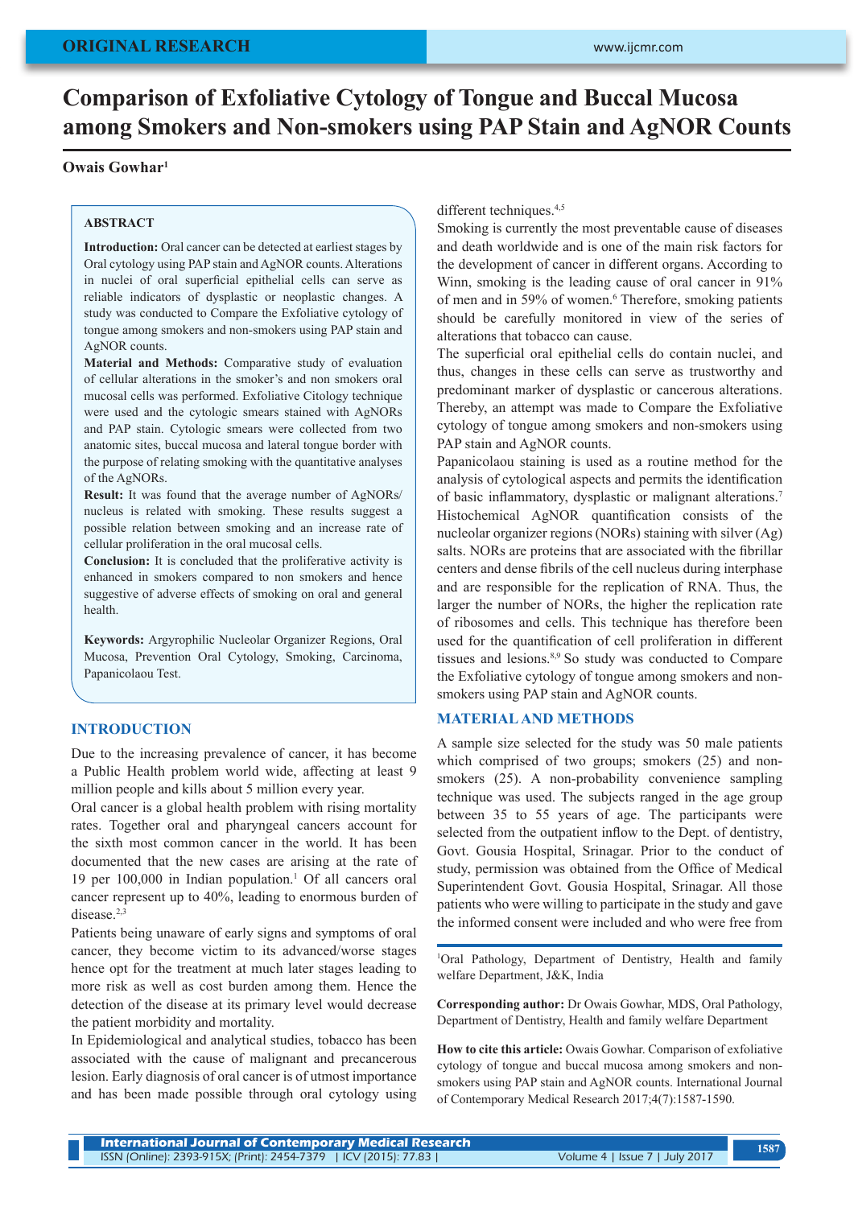ORIGINAL RESEARCH

# Comparison of Exfoliative Cytology of Tongue and Buccal Mucosa among Smokers and Non-smokers using PAP Stain and AgNOR Counts

**Owais Gowhar**[1]

## ABSTRACT

**Introduction:** Oral cancer can be detected at earliest stages by Oral cytology using PAP stain and AgNOR counts. Alterations in nuclei of oral superficial epithelial cells can serve as reliable indicators of dysplastic or neoplastic changes. A study was conducted to Compare the Exfoliative cytology of tongue among smokers and non-smokers using PAP stain and AgNOR counts.

**Material and Methods:** Comparative study of evaluation of cellular alterations in the smoker's and non smokers oral mucosal cells was performed. Exfoliative Citology technique were used and the cytologic smears stained with AgNORs and PAP stain. Cytologic smears were collected from two anatomic sites, buccal mucosa and lateral tongue border with the purpose of relating smoking with the quantitative analyses of the AgNORs.

**Result:** It was found that the average number of AgNORs/nucleus is related with smoking. These results suggest a possible relation between smoking and an increase rate of cellular proliferation in the oral mucosal cells.

**Conclusion:** It is concluded that the proliferative activity is enhanced in smokers compared to non smokers and hence suggestive of adverse effects of smoking on oral and general health.

**Keywords:** Argyrophilic Nucleolar Organizer Regions, Oral Mucosa, Prevention Oral Cytology, Smoking, Carcinoma, Papanicolaou Test.

## INTRODUCTION

Due to the increasing prevalence of cancer, it has become a Public Health problem world wide, affecting at least 9 million people and kills about 5 million every year.

Oral cancer is a global health problem with rising mortality rates. Together oral and pharyngeal cancers account for the sixth most common cancer in the world. It has been documented that the new cases are arising at the rate of 19 per 100,000 in Indian population.[1] Of all cancers oral cancer represent up to 40%, leading to enormous burden of disease.[2,3]

Patients being unaware of early signs and symptoms of oral cancer, they become victim to its advanced/worse stages hence opt for the treatment at much later stages leading to more risk as well as cost burden among them. Hence the detection of the disease at its primary level would decrease the patient morbidity and mortality.

In Epidemiological and analytical studies, tobacco has been associated with the cause of malignant and precancerous lesion. Early diagnosis of oral cancer is of utmost importance and has been made possible through oral cytology using different techniques.[4,5]

Smoking is currently the most preventable cause of diseases and death worldwide and is one of the main risk factors for the development of cancer in different organs. According to Winn, smoking is the leading cause of oral cancer in 91% of men and in 59% of women.[6] Therefore, smoking patients should be carefully monitored in view of the series of alterations that tobacco can cause.

The superficial oral epithelial cells do contain nuclei, and thus, changes in these cells can serve as trustworthy and predominant marker of dysplastic or cancerous alterations. Thereby, an attempt was made to Compare the Exfoliative cytology of tongue among smokers and non-smokers using PAP stain and AgNOR counts.

Papanicolaou staining is used as a routine method for the analysis of cytological aspects and permits the identification of basic inflammatory, dysplastic or malignant alterations.[7] Histochemical AgNOR quantification consists of the nucleolar organizer regions (NORs) staining with silver (Ag) salts. NORs are proteins that are associated with the fibrillar centers and dense fibrils of the cell nucleus during interphase and are responsible for the replication of RNA. Thus, the larger the number of NORs, the higher the replication rate of ribosomes and cells. This technique has therefore been used for the quantification of cell proliferation in different tissues and lesions.[8,9] So study was conducted to Compare the Exfoliative cytology of tongue among smokers and non-smokers using PAP stain and AgNOR counts.

## MATERIAL AND METHODS

A sample size selected for the study was 50 male patients which comprised of two groups; smokers (25) and non-smokers (25). A non-probability convenience sampling technique was used. The subjects ranged in the age group between 35 to 55 years of age. The participants were selected from the outpatient inflow to the Dept. of dentistry, Govt. Gousia Hospital, Srinagar. Prior to the conduct of study, permission was obtained from the Office of Medical Superintendent Govt. Gousia Hospital, Srinagar. All those patients who were willing to participate in the study and gave the informed consent were included and who were free from

---

[1]Oral Pathology, Department of Dentistry, Health and family welfare Department, J&K, India

**Corresponding author:** Dr Owais Gowhar, MDS, Oral Pathology, Department of Dentistry, Health and family welfare Department

**How to cite this article:** Owais Gowhar. Comparison of exfoliative cytology of tongue and buccal mucosa among smokers and non-smokers using PAP stain and AgNOR counts. International Journal of Contemporary Medical Research 2017;4(7):1587-1590.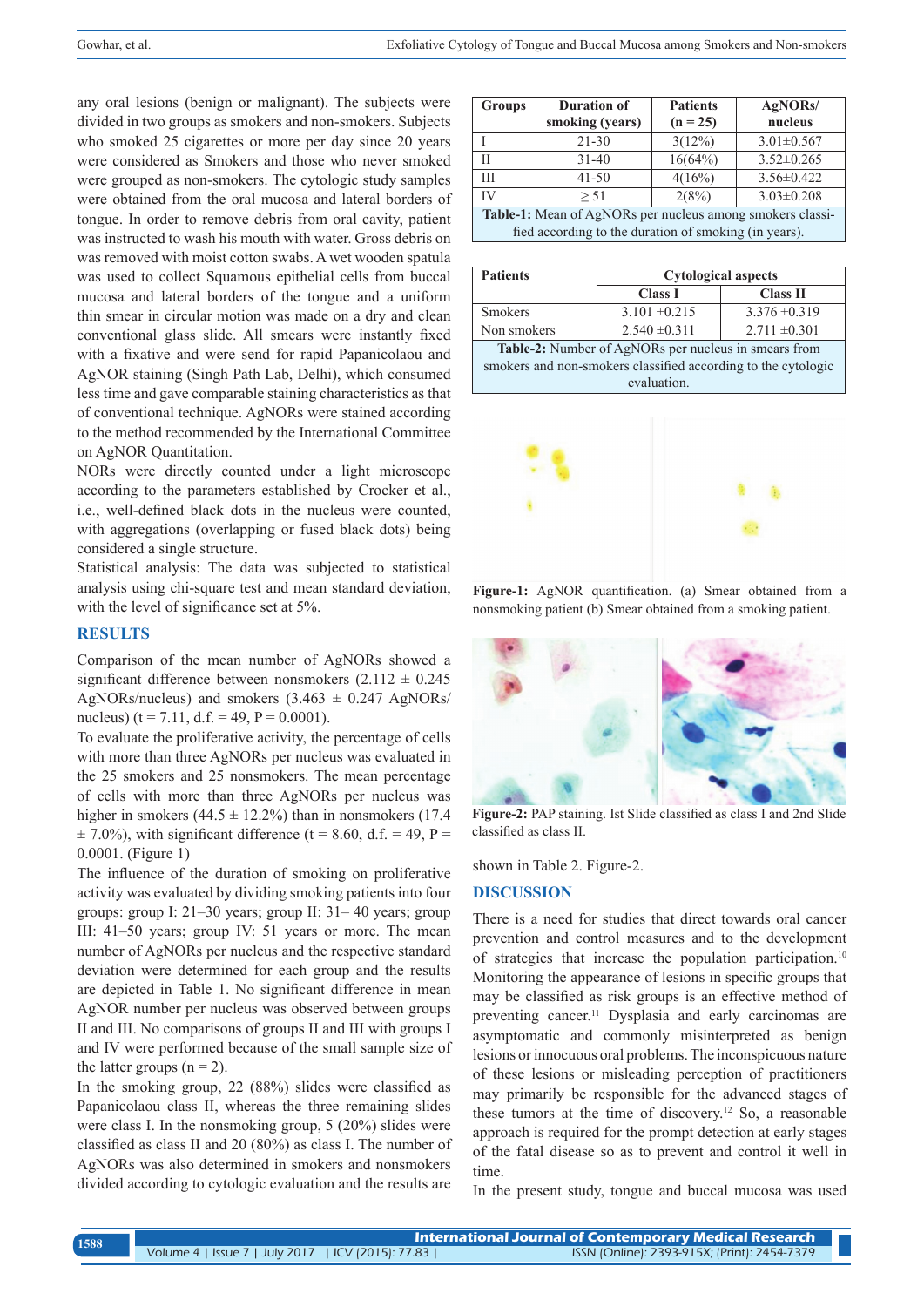any oral lesions (benign or malignant). The subjects were divided in two groups as smokers and non-smokers. Subjects who smoked 25 cigarettes or more per day since 20 years were considered as Smokers and those who never smoked were grouped as non-smokers. The cytologic study samples were obtained from the oral mucosa and lateral borders of tongue. In order to remove debris from oral cavity, patient was instructed to wash his mouth with water. Gross debris on was removed with moist cotton swabs. A wet wooden spatula was used to collect Squamous epithelial cells from buccal mucosa and lateral borders of the tongue and a uniform thin smear in circular motion was made on a dry and clean conventional glass slide. All smears were instantly fixed with a fixative and were send for rapid Papanicolaou and AgNOR staining (Singh Path Lab, Delhi), which consumed less time and gave comparable staining characteristics as that of conventional technique. AgNORs were stained according to the method recommended by the International Committee on AgNOR Quantitation.

NORs were directly counted under a light microscope according to the parameters established by Crocker et al., i.e., well-defined black dots in the nucleus were counted, with aggregations (overlapping or fused black dots) being considered a single structure.

Statistical analysis: The data was subjected to statistical analysis using chi-square test and mean standard deviation, with the level of significance set at 5%.

## RESULTS

Comparison of the mean number of AgNORs showed a significant difference between nonsmokers (2.112 ± 0.245 AgNORs/nucleus) and smokers (3.463 ± 0.247 AgNORs/nucleus) (t = 7.11, d.f. = 49, P = 0.0001).

To evaluate the proliferative activity, the percentage of cells with more than three AgNORs per nucleus was evaluated in the 25 smokers and 25 nonsmokers. The mean percentage of cells with more than three AgNORs per nucleus was higher in smokers (44.5 ± 12.2%) than in nonsmokers (17.4 ± 7.0%), with significant difference (t = 8.60, d.f. = 49, P = 0.0001). (Figure 1)

The influence of the duration of smoking on proliferative activity was evaluated by dividing smoking patients into four groups: group I: 21–30 years; group II: 31– 40 years; group III: 41–50 years; group IV: 51 years or more. The mean number of AgNORs per nucleus and the respective standard deviation were determined for each group and the results are depicted in Table 1. No significant difference in mean AgNOR number per nucleus was observed between groups II and III. No comparisons of groups II and III with groups I and IV were performed because of the small sample size of the latter groups (n = 2).

In the smoking group, 22 (88%) slides were classified as Papanicolaou class II, whereas the three remaining slides were class I. In the nonsmoking group, 5 (20%) slides were classified as class II and 20 (80%) as class I. The number of AgNORs was also determined in smokers and nonsmokers divided according to cytologic evaluation and the results are shown in Table 2. Figure-2.

| Groups | Duration of smoking (years) | Patients (n = 25) | AgNORs/ nucleus |
|---|---|---|---|
| I | 21-30 | 3(12%) | 3.01±0.567 |
| II | 31-40 | 16(64%) | 3.52±0.265 |
| III | 41-50 | 4(16%) | 3.56±0.422 |
| IV | ≥ 51 | 2(8%) | 3.03±0.208 |

**Table-1:** Mean of AgNORs per nucleus among smokers classified according to the duration of smoking (in years).

| Patients | Cytological aspects | |
|---|---|---|
| | Class I | Class II |
| Smokers | 3.101 ±0.215 | 3.376 ±0.319 |
| Non smokers | 2.540 ±0.311 | 2.711 ±0.301 |

**Table-2:** Number of AgNORs per nucleus in smears from smokers and non-smokers classified according to the cytologic evaluation.

**Figure-1:** AgNOR quantification. (a) Smear obtained from a nonsmoking patient (b) Smear obtained from a smoking patient.

**Figure-2:** PAP staining. Ist Slide classified as class I and 2nd Slide classified as class II.

## DISCUSSION

There is a need for studies that direct towards oral cancer prevention and control measures and to the development of strategies that increase the population participation.[10] Monitoring the appearance of lesions in specific groups that may be classified as risk groups is an effective method of preventing cancer.[11] Dysplasia and early carcinomas are asymptomatic and commonly misinterpreted as benign lesions or innocuous oral problems. The inconspicuous nature of these lesions or misleading perception of practitioners may primarily be responsible for the advanced stages of these tumors at the time of discovery.[12] So, a reasonable approach is required for the prompt detection at early stages of the fatal disease so as to prevent and control it well in time.

In the present study, tongue and buccal mucosa was used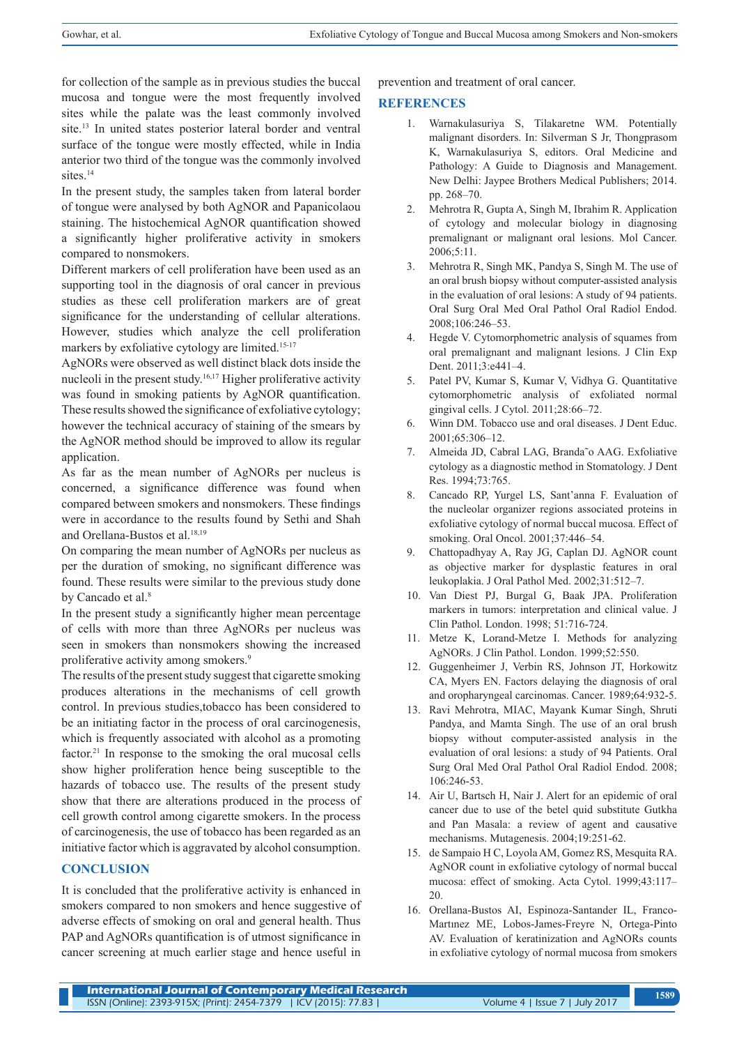for collection of the sample as in previous studies the buccal mucosa and tongue were the most frequently involved sites while the palate was the least commonly involved site.[13] In united states posterior lateral border and ventral surface of the tongue were mostly effected, while in India anterior two third of the tongue was the commonly involved sites.[14]

In the present study, the samples taken from lateral border of tongue were analysed by both AgNOR and Papanicolaou staining. The histochemical AgNOR quantification showed a significantly higher proliferative activity in smokers compared to nonsmokers.

Different markers of cell proliferation have been used as an supporting tool in the diagnosis of oral cancer in previous studies as these cell proliferation markers are of great significance for the understanding of cellular alterations. However, studies which analyze the cell proliferation markers by exfoliative cytology are limited.[15-17]

AgNORs were observed as well distinct black dots inside the nucleoli in the present study.[16,17] Higher proliferative activity was found in smoking patients by AgNOR quantification. These results showed the significance of exfoliative cytology; however the technical accuracy of staining of the smears by the AgNOR method should be improved to allow its regular application.

As far as the mean number of AgNORs per nucleus is concerned, a significance difference was found when compared between smokers and nonsmokers. These findings were in accordance to the results found by Sethi and Shah and Orellana-Bustos et al.[18,19]

On comparing the mean number of AgNORs per nucleus as per the duration of smoking, no significant difference was found. These results were similar to the previous study done by Cancado et al.[8]

In the present study a significantly higher mean percentage of cells with more than three AgNORs per nucleus was seen in smokers than nonsmokers showing the increased proliferative activity among smokers.[9]

The results of the present study suggest that cigarette smoking produces alterations in the mechanisms of cell growth control. In previous studies,tobacco has been considered to be an initiating factor in the process of oral carcinogenesis, which is frequently associated with alcohol as a promoting factor.[21] In response to the smoking the oral mucosal cells show higher proliferation hence being susceptible to the hazards of tobacco use. The results of the present study show that there are alterations produced in the process of cell growth control among cigarette smokers. In the process of carcinogenesis, the use of tobacco has been regarded as an initiative factor which is aggravated by alcohol consumption.

## CONCLUSION

It is concluded that the proliferative activity is enhanced in smokers compared to non smokers and hence suggestive of adverse effects of smoking on oral and general health. Thus PAP and AgNORs quantification is of utmost significance in cancer screening at much earlier stage and hence useful in prevention and treatment of oral cancer.

## REFERENCES

1. Warnakulasuriya S, Tilakaretne WM. Potentially malignant disorders. In: Silverman S Jr, Thongprasom K, Warnakulasuriya S, editors. Oral Medicine and Pathology: A Guide to Diagnosis and Management. New Delhi: Jaypee Brothers Medical Publishers; 2014. pp. 268–70.
2. Mehrotra R, Gupta A, Singh M, Ibrahim R. Application of cytology and molecular biology in diagnosing premalignant or malignant oral lesions. Mol Cancer. 2006;5:11.
3. Mehrotra R, Singh MK, Pandya S, Singh M. The use of an oral brush biopsy without computer-assisted analysis in the evaluation of oral lesions: A study of 94 patients. Oral Surg Oral Med Oral Pathol Oral Radiol Endod. 2008;106:246–53.
4. Hegde V. Cytomorphometric analysis of squames from oral premalignant and malignant lesions. J Clin Exp Dent. 2011;3:e441–4.
5. Patel PV, Kumar S, Kumar V, Vidhya G. Quantitative cytomorphometric analysis of exfoliated normal gingival cells. J Cytol. 2011;28:66–72.
6. Winn DM. Tobacco use and oral diseases. J Dent Educ. 2001;65:306–12.
7. Almeida JD, Cabral LAG, Branda˜o AAG. Exfoliative cytology as a diagnostic method in Stomatology. J Dent Res. 1994;73:765.
8. Cancado RP, Yurgel LS, Sant'anna F. Evaluation of the nucleolar organizer regions associated proteins in exfoliative cytology of normal buccal mucosa. Effect of smoking. Oral Oncol. 2001;37:446–54.
9. Chattopadhyay A, Ray JG, Caplan DJ. AgNOR count as objective marker for dysplastic features in oral leukoplakia. J Oral Pathol Med. 2002;31:512–7.
10. Van Diest PJ, Burgal G, Baak JPA. Proliferation markers in tumors: interpretation and clinical value. J Clin Pathol. London. 1998; 51:716-724.
11. Metze K, Lorand-Metze I. Methods for analyzing AgNORs. J Clin Pathol. London. 1999;52:550.
12. Guggenheimer J, Verbin RS, Johnson JT, Horkowitz CA, Myers EN. Factors delaying the diagnosis of oral and oropharyngeal carcinomas. Cancer. 1989;64:932-5.
13. Ravi Mehrotra, MIAC, Mayank Kumar Singh, Shruti Pandya, and Mamta Singh. The use of an oral brush biopsy without computer-assisted analysis in the evaluation of oral lesions: a study of 94 Patients. Oral Surg Oral Med Oral Pathol Oral Radiol Endod. 2008; 106:246-53.
14. Air U, Bartsch H, Nair J. Alert for an epidemic of oral cancer due to use of the betel quid substitute Gutkha and Pan Masala: a review of agent and causative mechanisms. Mutagenesis. 2004;19:251-62.
15. de Sampaio H C, Loyola AM, Gomez RS, Mesquita RA. AgNOR count in exfoliative cytology of normal buccal mucosa: effect of smoking. Acta Cytol. 1999;43:117–20.
16. Orellana-Bustos AI, Espinoza-Santander IL, Franco-Martınez ME, Lobos-James-Freyre N, Ortega-Pinto AV. Evaluation of keratinization and AgNORs counts in exfoliative cytology of normal mucosa from smokers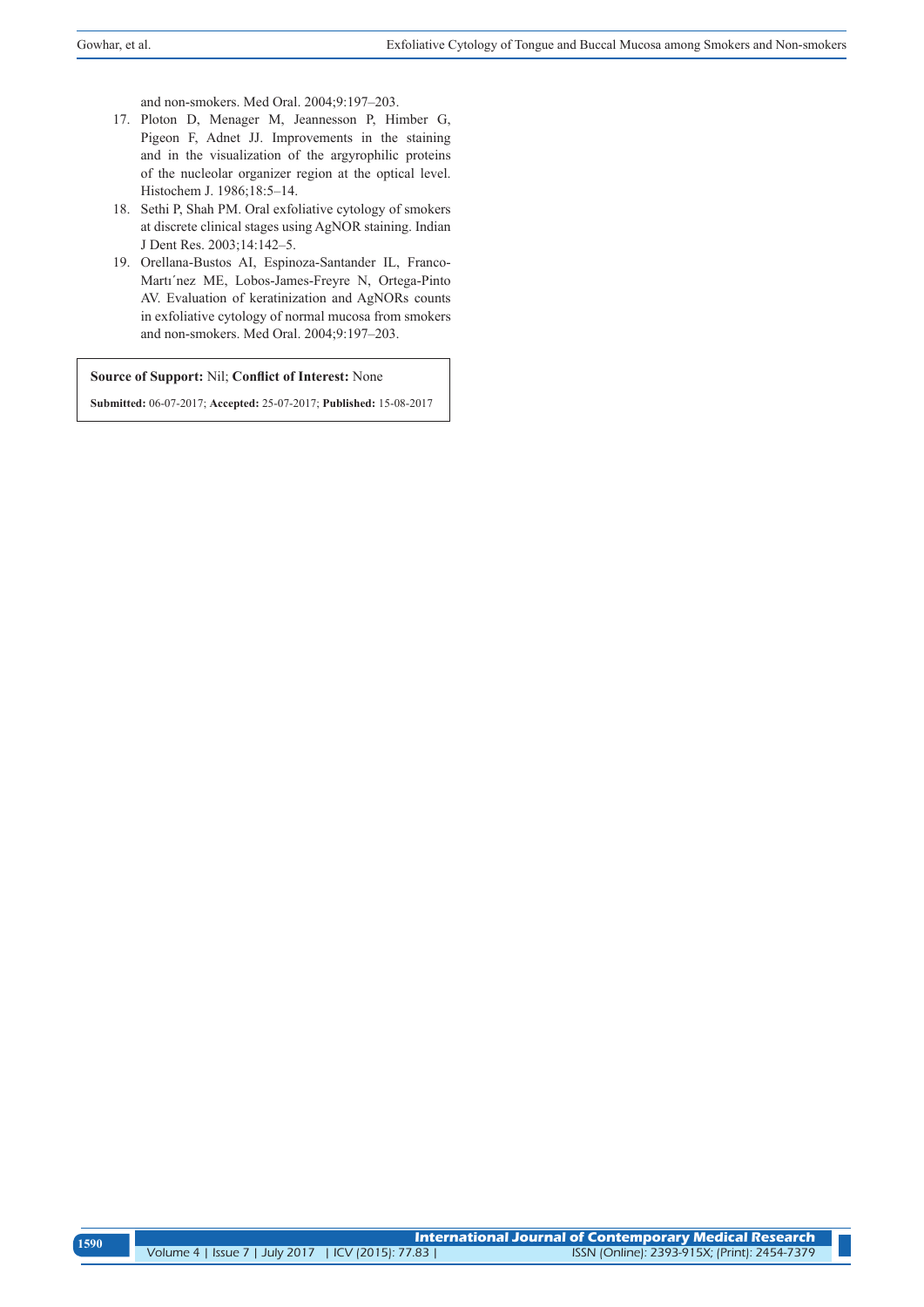and non-smokers. Med Oral. 2004;9:197–203.

17. Ploton D, Menager M, Jeannesson P, Himber G, Pigeon F, Adnet JJ. Improvements in the staining and in the visualization of the argyrophilic proteins of the nucleolar organizer region at the optical level. Histochem J. 1986;18:5–14.
18. Sethi P, Shah PM. Oral exfoliative cytology of smokers at discrete clinical stages using AgNOR staining. Indian J Dent Res. 2003;14:142–5.
19. Orellana-Bustos AI, Espinoza-Santander IL, Franco-Martı´nez ME, Lobos-James-Freyre N, Ortega-Pinto AV. Evaluation of keratinization and AgNORs counts in exfoliative cytology of normal mucosa from smokers and non-smokers. Med Oral. 2004;9:197–203.

**Source of Support:** Nil; **Conflict of Interest:** None

**Submitted:** 06-07-2017; **Accepted:** 25-07-2017; **Published:** 15-08-2017